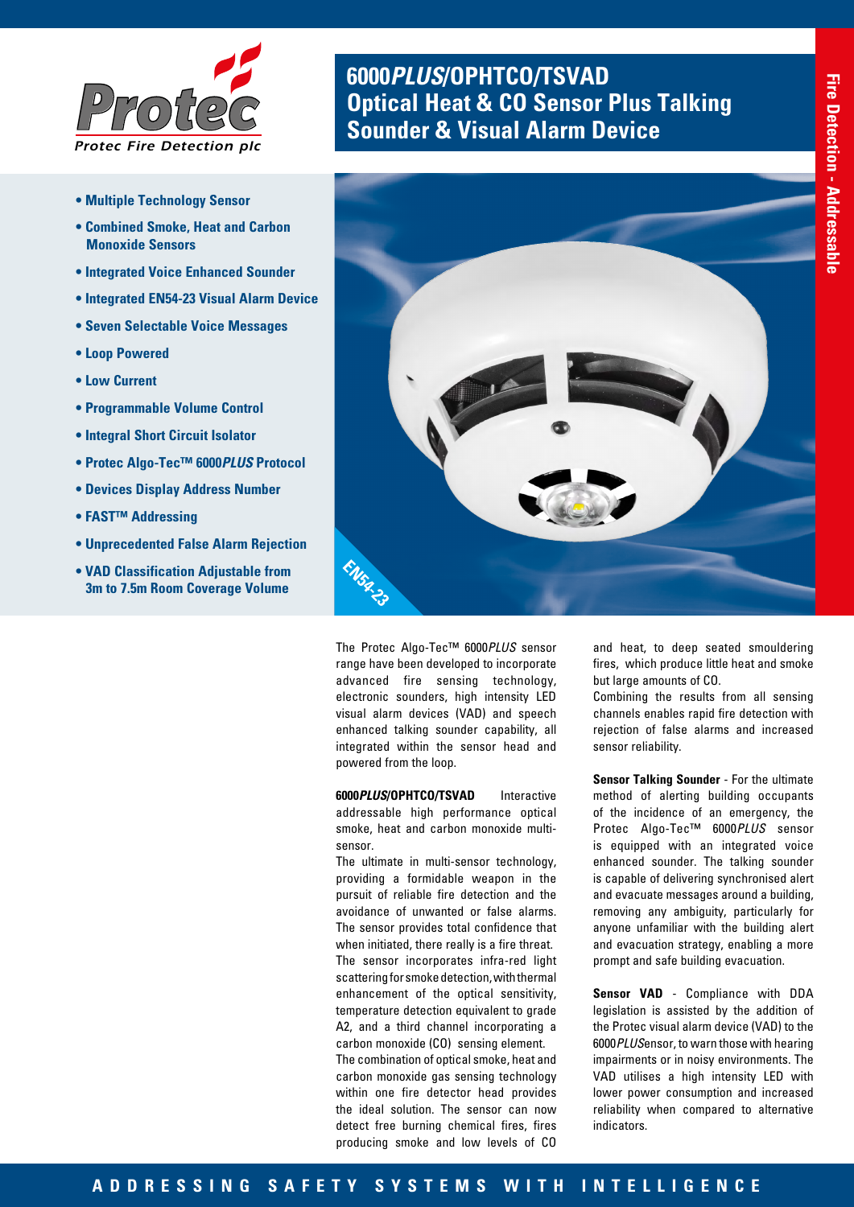Protec

Protec Fire Detection plc

# 6000*PLUS*/OPHTCO/TSVAD Optical Heat & CO Sensor Plus Talking Sounder & Visual Alarm Device

Fire Detection - Addressable

- **Multiple Technology Sensor**
- **Combined Smoke, Heat and Carbon Monoxide Sensors**
- **Integrated Voice Enhanced Sounder**
- **Integrated EN54-23 Visual Alarm Device**
- **Seven Selectable Voice Messages**
- **Loop Powered**
- **Low Current**
- **Programmable Volume Control**
- **Integral Short Circuit Isolator**
- **Protec Algo-Tec™ 6000*PLUS* Protocol**
- **Devices Display Address Number**
- **FAST™ Addressing**
- **Unprecedented False Alarm Rejection**
- **VAD Classification Adjustable from 3m to 7.5m Room Coverage Volume**

EN54-23

The Protec Algo-Tec™ 6000*PLUS* sensor range have been developed to incorporate advanced fire sensing technology, electronic sounders, high intensity LED visual alarm devices (VAD) and speech enhanced talking sounder capability, all integrated within the sensor head and powered from the loop.

**6000*PLUS*/OPHTCO/TSVAD** Interactive addressable high performance optical smoke, heat and carbon monoxide multi-sensor.

The ultimate in multi-sensor technology, providing a formidable weapon in the pursuit of reliable fire detection and the avoidance of unwanted or false alarms. The sensor provides total confidence that when initiated, there really is a fire threat.

The sensor incorporates infra-red light scattering for smoke detection, with thermal enhancement of the optical sensitivity, temperature detection equivalent to grade A2, and a third channel incorporating a carbon monoxide (CO) sensing element.

The combination of optical smoke, heat and carbon monoxide gas sensing technology within one fire detector head provides the ideal solution. The sensor can now detect free burning chemical fires, fires producing smoke and low levels of CO and heat, to deep seated smouldering fires, which produce little heat and smoke but large amounts of CO.

Combining the results from all sensing channels enables rapid fire detection with rejection of false alarms and increased sensor reliability.

**Sensor Talking Sounder** - For the ultimate method of alerting building occupants of the incidence of an emergency, the Protec Algo-Tec™ 6000*PLUS* sensor is equipped with an integrated voice enhanced sounder. The talking sounder is capable of delivering synchronised alert and evacuate messages around a building, removing any ambiguity, particularly for anyone unfamiliar with the building alert and evacuation strategy, enabling a more prompt and safe building evacuation.

**Sensor VAD** - Compliance with DDA legislation is assisted by the addition of the Protec visual alarm device (VAD) to the 6000*PLUS* sensor, to warn those with hearing impairments or in noisy environments. The VAD utilises a high intensity LED with lower power consumption and increased reliability when compared to alternative indicators.

ADDRESSING SAFETY SYSTEMS WITH INTELLIGENCE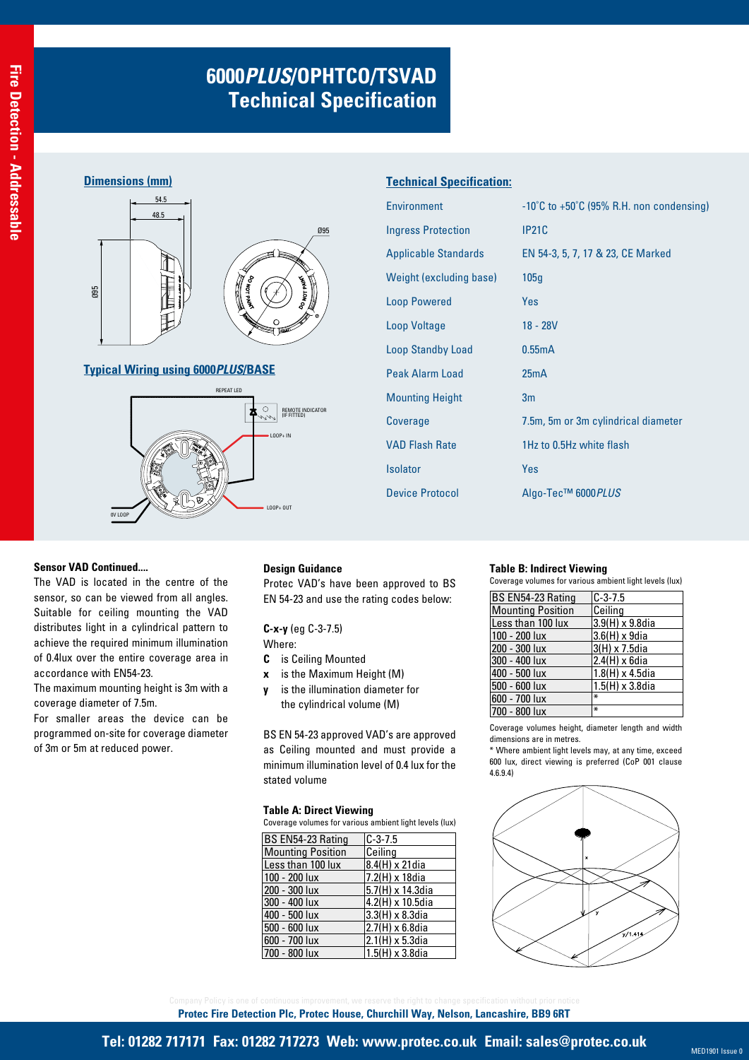# 6000*PLUS*/OPHTCO/TSVAD
# Technical Specification

## Dimensions (mm)

54.5
48.5
Ø95
Ø95

## Typical Wiring using 6000*PLUS*/BASE

REPEAT LED
REMOTE INDICATOR (IF FITTED)
LOOP+ IN
LOOP+ OUT
0V LOOP

## Technical Specification:

| | |
|---|---|
| Environment | -10˚C to +50˚C (95% R.H. non condensing) |
| Ingress Protection | IP21C |
| Applicable Standards | EN 54-3, 5, 7, 17 & 23, CE Marked |
| Weight (excluding base) | 105g |
| Loop Powered | Yes |
| Loop Voltage | 18 - 28V |
| Loop Standby Load | 0.55mA |
| Peak Alarm Load | 25mA |
| Mounting Height | 3m |
| Coverage | 7.5m, 5m or 3m cylindrical diameter |
| VAD Flash Rate | 1Hz to 0.5Hz white flash |
| Isolator | Yes |
| Device Protocol | Algo-Tec™ 6000*PLUS* |

**Sensor VAD Continued....**

The VAD is located in the centre of the sensor, so can be viewed from all angles. Suitable for ceiling mounting the VAD distributes light in a cylindrical pattern to achieve the required minimum illumination of 0.4lux over the entire coverage area in accordance with EN54-23.

The maximum mounting height is 3m with a coverage diameter of 7.5m.

For smaller areas the device can be programmed on-site for coverage diameter of 3m or 5m at reduced power.

**Design Guidance**

Protec VAD's have been approved to BS EN 54-23 and use the rating codes below:

**C-x-y** (eg C-3-7.5)

Where:

- **C** is Ceiling Mounted
- **x** is the Maximum Height (M)
- **y** is the illumination diameter for the cylindrical volume (M)

BS EN 54-23 approved VAD's are approved as Ceiling mounted and must provide a minimum illumination level of 0.4 lux for the stated volume

**Table A: Direct Viewing**

Coverage volumes for various ambient light levels (lux)

| BS EN54-23 Rating | C-3-7.5 |
|---|---|
| Mounting Position | Ceiling |
| Less than 100 lux | 8.4(H) x 21dia |
| 100 - 200 lux | 7.2(H) x 18dia |
| 200 - 300 lux | 5.7(H) x 14.3dia |
| 300 - 400 lux | 4.2(H) x 10.5dia |
| 400 - 500 lux | 3.3(H) x 8.3dia |
| 500 - 600 lux | 2.7(H) x 6.8dia |
| 600 - 700 lux | 2.1(H) x 5.3dia |
| 700 - 800 lux | 1.5(H) x 3.8dia |

**Table B: Indirect Viewing**

Coverage volumes for various ambient light levels (lux)

| BS EN54-23 Rating | C-3-7.5 |
|---|---|
| Mounting Position | Ceiling |
| Less than 100 lux | 3.9(H) x 9.8dia |
| 100 - 200 lux | 3.6(H) x 9dia |
| 200 - 300 lux | 3(H) x 7.5dia |
| 300 - 400 lux | 2.4(H) x 6dia |
| 400 - 500 lux | 1.8(H) x 4.5dia |
| 500 - 600 lux | 1.5(H) x 3.8dia |
| 600 - 700 lux | * |
| 700 - 800 lux | * |

Coverage volumes height, diameter length and width dimensions are in metres.

* Where ambient light levels may, at any time, exceed 600 lux, direct viewing is preferred (CoP 001 clause 4.6.9.4)

x
y
y/1.414

Company Policy is one of continuous improvement, we reserve the right to change specification without prior notice

**Protec Fire Detection Plc, Protec House, Churchill Way, Nelson, Lancashire, BB9 6RT**

**Tel: 01282 717171 Fax: 01282 717273 Web: www.protec.co.uk Email: sales@protec.co.uk**

MED1901 Issue 0